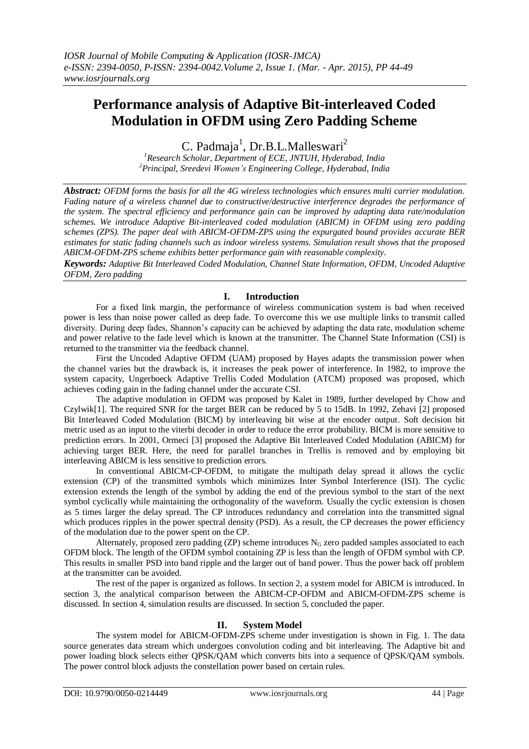# Performance analysis of Adaptive Bit-interleaved Coded Modulation in OFDM using Zero Padding Scheme

C. Padmaja[1], Dr.B.L.Malleswari[2]

[1]*Research Scholar, Department of ECE, JNTUH, Hyderabad, India*
[2]*Principal, Sreedevi Women's Engineering College, Hyderabad, India*

***Abstract:*** *OFDM forms the basis for all the 4G wireless technologies which ensures multi carrier modulation. Fading nature of a wireless channel due to constructive/destructive interference degrades the performance of the system. The spectral efficiency and performance gain can be improved by adapting data rate/modulation schemes. We introduce Adaptive Bit-interleaved coded modulation (ABICM) in OFDM using zero padding schemes (ZPS). The paper deal with ABICM-OFDM-ZPS using the expurgated bound provides accurate BER estimates for static fading channels such as indoor wireless systems. Simulation result shows that the proposed ABICM-OFDM-ZPS scheme exhibits better performance gain with reasonable complexity.*

***Keywords:*** *Adaptive Bit Interleaved Coded Modulation, Channel State Information, OFDM, Uncoded Adaptive OFDM, Zero padding*

## I. Introduction

For a fixed link margin, the performance of wireless communication system is bad when received power is less than noise power called as deep fade. To overcome this we use multiple links to transmit called diversity. During deep fades, Shannon's capacity can be achieved by adapting the data rate, modulation scheme and power relative to the fade level which is known at the transmitter. The Channel State Information (CSI) is returned to the transmitter via the feedback channel.

First the Uncoded Adaptive OFDM (UAM) proposed by Hayes adapts the transmission power when the channel varies but the drawback is, it increases the peak power of interference. In 1982, to improve the system capacity, Ungerboeck Adaptive Trellis Coded Modulation (ATCM) proposed was proposed, which achieves coding gain in the fading channel under the accurate CSI.

The adaptive modulation in OFDM was proposed by Kalet in 1989, further developed by Chow and Czylwik[1]. The required SNR for the target BER can be reduced by 5 to 15dB. In 1992, Zehavi [2] proposed Bit Interleaved Coded Modulation (BICM) by interleaving bit wise at the encoder output. Soft decision bit metric used as an input to the viterbi decoder in order to reduce the error probability. BICM is more sensitive to prediction errors. In 2001, Ormeci [3] proposed the Adaptive Bit Interleaved Coded Modulation (ABICM) for achieving target BER. Here, the need for parallel branches in Trellis is removed and by employing bit interleaving ABICM is less sensitive to prediction errors.

In conventional ABICM-CP-OFDM, to mitigate the multipath delay spread it allows the cyclic extension (CP) of the transmitted symbols which minimizes Inter Symbol Interference (ISI). The cyclic extension extends the length of the symbol by adding the end of the previous symbol to the start of the next symbol cyclically while maintaining the orthogonality of the waveform. Usually the cyclic extension is chosen as 5 times larger the delay spread. The CP introduces redundancy and correlation into the transmitted signal which produces ripples in the power spectral density (PSD). As a result, the CP decreases the power efficiency of the modulation due to the power spent on the CP.

Alternately, proposed zero padding (ZP) scheme introduces $N_G$ zero padded samples associated to each OFDM block. The length of the OFDM symbol containing ZP is less than the length of OFDM symbol with CP. This results in smaller PSD into band ripple and the larger out of band power. Thus the power back off problem at the transmitter can be avoided.

The rest of the paper is organized as follows. In section 2, a system model for ABICM is introduced. In section 3, the analytical comparison between the ABICM-CP-OFDM and ABICM-OFDM-ZPS scheme is discussed. In section 4, simulation results are discussed. In section 5, concluded the paper.

## II. System Model

The system model for ABICM-OFDM-ZPS scheme under investigation is shown in Fig. 1. The data source generates data stream which undergoes convolution coding and bit interleaving. The Adaptive bit and power loading block selects either QPSK/QAM which converts bits into a sequence of QPSK/QAM symbols. The power control block adjusts the constellation power based on certain rules.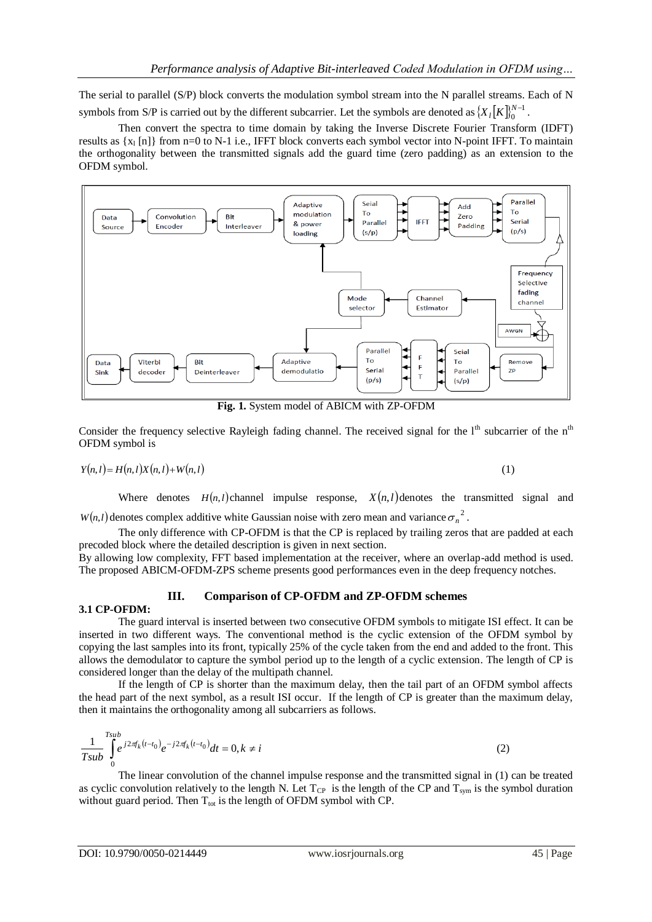The serial to parallel (S/P) block converts the modulation symbol stream into the N parallel streams. Each of N symbols from S/P is carried out by the different subcarrier. Let the symbols are denoted as $\{X_l[K]\}_0^{N-1}$.

Then convert the spectra to time domain by taking the Inverse Discrete Fourier Transform (IDFT) results as $\{x_l[n]\}$ from n=0 to N-1 i.e., IFFT block converts each symbol vector into N-point IFFT. To maintain the orthogonality between the transmitted signals add the guard time (zero padding) as an extension to the OFDM symbol.

**Fig. 1.** System model of ABICM with ZP-OFDM

Consider the frequency selective Rayleigh fading channel. The received signal for the l[th] subcarrier of the n[th] OFDM symbol is

$$Y(n,l) = H(n,l)X(n,l) + W(n,l) \tag{1}$$

Where denotes $H(n,l)$ channel impulse response, $X(n,l)$ denotes the transmitted signal and $W(n,l)$ denotes complex additive white Gaussian noise with zero mean and variance $\sigma_n^{\,2}$.

The only difference with CP-OFDM is that the CP is replaced by trailing zeros that are padded at each precoded block where the detailed description is given in next section.

By allowing low complexity, FFT based implementation at the receiver, where an overlap-add method is used. The proposed ABICM-OFDM-ZPS scheme presents good performances even in the deep frequency notches.

## III. Comparison of CP-OFDM and ZP-OFDM schemes

### 3.1 CP-OFDM:

The guard interval is inserted between two consecutive OFDM symbols to mitigate ISI effect. It can be inserted in two different ways. The conventional method is the cyclic extension of the OFDM symbol by copying the last samples into its front, typically 25% of the cycle taken from the end and added to the front. This allows the demodulator to capture the symbol period up to the length of a cyclic extension. The length of CP is considered longer than the delay of the multipath channel.

If the length of CP is shorter than the maximum delay, then the tail part of an OFDM symbol affects the head part of the next symbol, as a result ISI occur. If the length of CP is greater than the maximum delay, then it maintains the orthogonality among all subcarriers as follows.

$$\frac{1}{Tsub}\int_0^{Tsub} e^{j2\pi f_k(t-t_0)} e^{-j2\pi f_k(t-t_0)} dt = 0, k \neq i \tag{2}$$

The linear convolution of the channel impulse response and the transmitted signal in (1) can be treated as cyclic convolution relatively to the length N. Let $T_{CP}$ is the length of the CP and $T_{sym}$ is the symbol duration without guard period. Then $T_{tot}$ is the length of OFDM symbol with CP.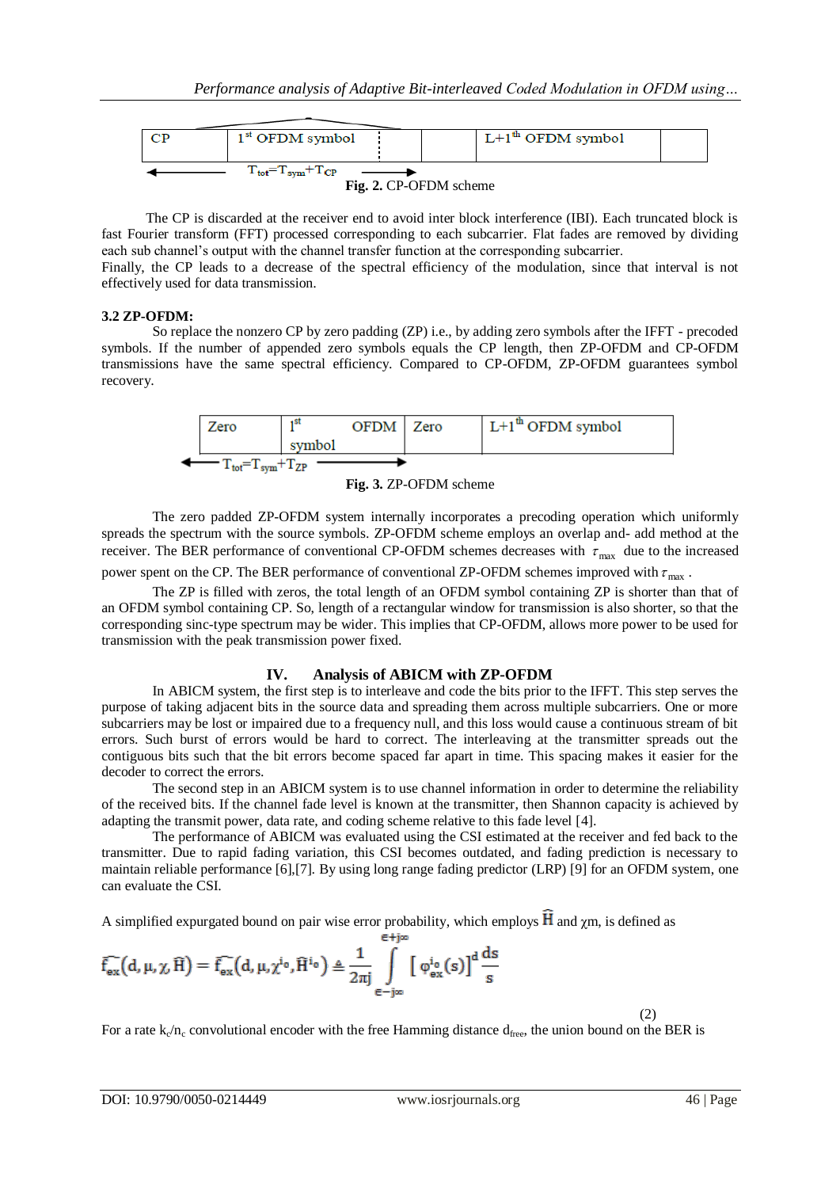| CP | $1^{st}$ OFDM symbol | | | L+$1^{th}$ OFDM symbol | |
|---|---|---|---|---|---|

$T_{tot}=T_{sym}+T_{CP}$

**Fig. 2.** CP-OFDM scheme

The CP is discarded at the receiver end to avoid inter block interference (IBI). Each truncated block is fast Fourier transform (FFT) processed corresponding to each subcarrier. Flat fades are removed by dividing each sub channel's output with the channel transfer function at the corresponding subcarrier.
Finally, the CP leads to a decrease of the spectral efficiency of the modulation, since that interval is not effectively used for data transmission.

**3.2 ZP-OFDM:**

So replace the nonzero CP by zero padding (ZP) i.e., by adding zero symbols after the IFFT - precoded symbols. If the number of appended zero symbols equals the CP length, then ZP-OFDM and CP-OFDM transmissions have the same spectral efficiency. Compared to CP-OFDM, ZP-OFDM guarantees symbol recovery.

| Zero | $1^{st}$ OFDM symbol | Zero | L+$1^{th}$ OFDM symbol |
|---|---|---|---|

$T_{tot}=T_{sym}+T_{ZP}$

**Fig. 3.** ZP-OFDM scheme

The zero padded ZP-OFDM system internally incorporates a precoding operation which uniformly spreads the spectrum with the source symbols. ZP-OFDM scheme employs an overlap and- add method at the receiver. The BER performance of conventional CP-OFDM schemes decreases with $\tau_{max}$ due to the increased power spent on the CP. The BER performance of conventional ZP-OFDM schemes improved with $\tau_{max}$ .

The ZP is filled with zeros, the total length of an OFDM symbol containing ZP is shorter than that of an OFDM symbol containing CP. So, length of a rectangular window for transmission is also shorter, so that the corresponding sinc-type spectrum may be wider. This implies that CP-OFDM, allows more power to be used for transmission with the peak transmission power fixed.

## IV. Analysis of ABICM with ZP-OFDM

In ABICM system, the first step is to interleave and code the bits prior to the IFFT. This step serves the purpose of taking adjacent bits in the source data and spreading them across multiple subcarriers. One or more subcarriers may be lost or impaired due to a frequency null, and this loss would cause a continuous stream of bit errors. Such burst of errors would be hard to correct. The interleaving at the transmitter spreads out the contiguous bits such that the bit errors become spaced far apart in time. This spacing makes it easier for the decoder to correct the errors.

The second step in an ABICM system is to use channel information in order to determine the reliability of the received bits. If the channel fade level is known at the transmitter, then Shannon capacity is achieved by adapting the transmit power, data rate, and coding scheme relative to this fade level [4].

The performance of ABICM was evaluated using the CSI estimated at the receiver and fed back to the transmitter. Due to rapid fading variation, this CSI becomes outdated, and fading prediction is necessary to maintain reliable performance [6],[7]. By using long range fading predictor (LRP) [9] for an OFDM system, one can evaluate the CSI.

A simplified expurgated bound on pair wise error probability, which employs $\widehat{H}$ and $\chi$m, is defined as

$$\widetilde{f_{ex}}(d,\mu,\chi,\widehat{H}) = \widetilde{f_{ex}}(d,\mu,\chi^{i_o},\widehat{H}^{i_o}) \triangleq \frac{1}{2\pi j}\int_{\epsilon-j\infty}^{\epsilon+j\infty}\left[\varphi_{ex}^{i_o}(s)\right]^d \frac{ds}{s} \tag{2}$$

For a rate $k_c/n_c$ convolutional encoder with the free Hamming distance $d_{free}$, the union bound on the BER is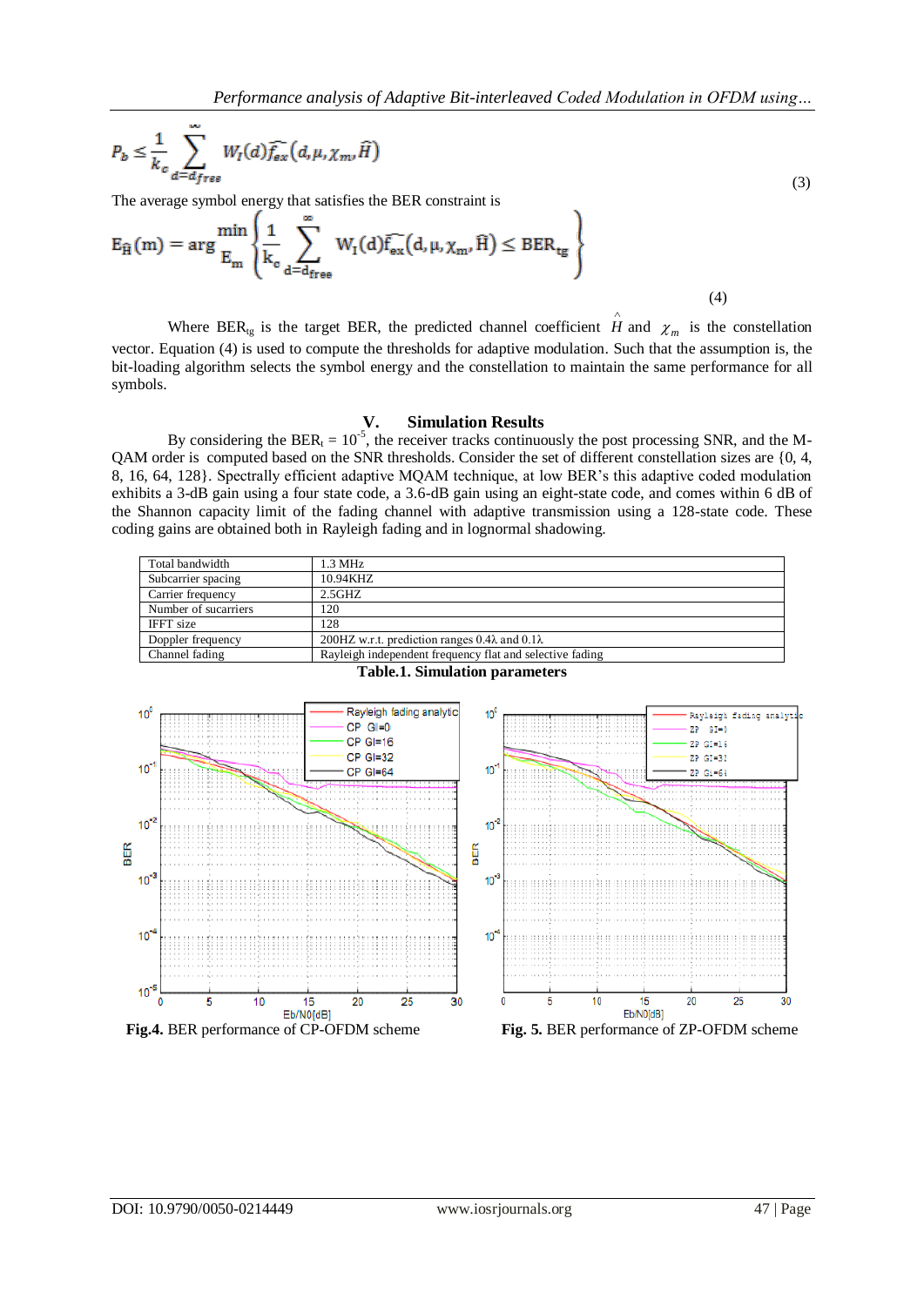$$P_b \leq \frac{1}{k_c} \sum_{d=d_{free}}^{\infty} W_I(d) \widehat{f_{ex}}(d, \mu, \chi_m, \widehat{H}) \tag{3}$$

The average symbol energy that satisfies the BER constraint is

$$E_{\widehat{H}}(m) = \arg \min_{E_m} \left\{ \frac{1}{k_c} \sum_{d=d_{free}}^{\infty} W_I(d) \widehat{f_{ex}}(d, \mu, \chi_m, \widehat{H}) \leq BER_{tg} \right\} \tag{4}$$

Where $BER_{tg}$ is the target BER, the predicted channel coefficient $\hat{H}$ and $\chi_m$ is the constellation vector. Equation (4) is used to compute the thresholds for adaptive modulation. Such that the assumption is, the bit-loading algorithm selects the symbol energy and the constellation to maintain the same performance for all symbols.

## V. Simulation Results

By considering the $BER_t = 10^{-5}$, the receiver tracks continuously the post processing SNR, and the M-QAM order is computed based on the SNR thresholds. Consider the set of different constellation sizes are {0, 4, 8, 16, 64, 128}. Spectrally efficient adaptive MQAM technique, at low BER's this adaptive coded modulation exhibits a 3-dB gain using a four state code, a 3.6-dB gain using an eight-state code, and comes within 6 dB of the Shannon capacity limit of the fading channel with adaptive transmission using a 128-state code. These coding gains are obtained both in Rayleigh fading and in lognormal shadowing.

| Total bandwidth | 1.3 MHz |
|---|---|
| Subcarrier spacing | 10.94KHZ |
| Carrier frequency | 2.5GHZ |
| Number of sucarriers | 120 |
| IFFT size | 128 |
| Doppler frequency | 200HZ w.r.t. prediction ranges 0.4λ and 0.1λ |
| Channel fading | Rayleigh independent frequency flat and selective fading |

**Table.1. Simulation parameters**

**Fig.4.** BER performance of CP-OFDM scheme

**Fig. 5.** BER performance of ZP-OFDM scheme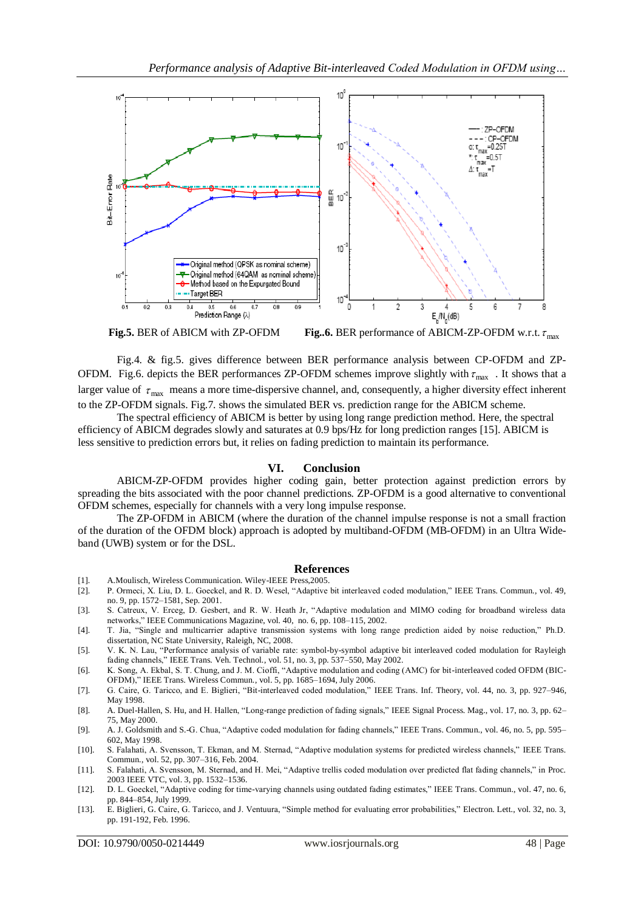**Fig.5.** BER of ABICM with ZP-OFDM **Fig..6.** BER performance of ABICM-ZP-OFDM w.r.t. $\tau_{\max}$

Fig.4. & fig.5. gives difference between BER performance analysis between CP-OFDM and ZP-OFDM. Fig.6. depicts the BER performances ZP-OFDM schemes improve slightly with $\tau_{\max}$ . It shows that a larger value of $\tau_{\max}$ means a more time-dispersive channel, and, consequently, a higher diversity effect inherent to the ZP-OFDM signals. Fig.7. shows the simulated BER vs. prediction range for the ABICM scheme.

The spectral efficiency of ABICM is better by using long range prediction method. Here, the spectral efficiency of ABICM degrades slowly and saturates at 0.9 bps/Hz for long prediction ranges [15]. ABICM is less sensitive to prediction errors but, it relies on fading prediction to maintain its performance.

## VI. Conclusion

ABICM-ZP-OFDM provides higher coding gain, better protection against prediction errors by spreading the bits associated with the poor channel predictions. ZP-OFDM is a good alternative to conventional OFDM schemes, especially for channels with a very long impulse response.

The ZP-OFDM in ABICM (where the duration of the channel impulse response is not a small fraction of the duration of the OFDM block) approach is adopted by multiband-OFDM (MB-OFDM) in an Ultra Wide-band (UWB) system or for the DSL.

## References

[1]. A.Moulisch, Wireless Communication. Wiley-IEEE Press,2005.

[2]. P. Ormeci, X. Liu, D. L. Goeckel, and R. D. Wesel, "Adaptive bit interleaved coded modulation," IEEE Trans. Commun., vol. 49, no. 9, pp. 1572–1581, Sep. 2001.

[3]. S. Catreux, V. Erceg, D. Gesbert, and R. W. Heath Jr, "Adaptive modulation and MIMO coding for broadband wireless data networks," IEEE Communications Magazine, vol. 40, no. 6, pp. 108–115, 2002.

[4]. T. Jia, "Single and multicarrier adaptive transmission systems with long range prediction aided by noise reduction," Ph.D. dissertation, NC State University, Raleigh, NC, 2008.

[5]. V. K. N. Lau, "Performance analysis of variable rate: symbol-by-symbol adaptive bit interleaved coded modulation for Rayleigh fading channels," IEEE Trans. Veh. Technol., vol. 51, no. 3, pp. 537–550, May 2002.

[6]. K. Song, A. Ekbal, S. T. Chung, and J. M. Cioffi, "Adaptive modulation and coding (AMC) for bit-interleaved coded OFDM (BIC-OFDM)," IEEE Trans. Wireless Commun., vol. 5, pp. 1685–1694, July 2006.

[7]. G. Caire, G. Taricco, and E. Biglieri, "Bit-interleaved coded modulation," IEEE Trans. Inf. Theory, vol. 44, no. 3, pp. 927–946, May 1998.

[8]. A. Duel-Hallen, S. Hu, and H. Hallen, "Long-range prediction of fading signals," IEEE Signal Process. Mag., vol. 17, no. 3, pp. 62–75, May 2000.

[9]. A. J. Goldsmith and S.-G. Chua, "Adaptive coded modulation for fading channels," IEEE Trans. Commun., vol. 46, no. 5, pp. 595–602, May 1998.

[10]. S. Falahati, A. Svensson, T. Ekman, and M. Sternad, "Adaptive modulation systems for predicted wireless channels," IEEE Trans. Commun., vol. 52, pp. 307–316, Feb. 2004.

[11]. S. Falahati, A. Svensson, M. Sternad, and H. Mei, "Adaptive trellis coded modulation over predicted flat fading channels," in Proc. 2003 IEEE VTC, vol. 3, pp. 1532–1536.

[12]. D. L. Goeckel, "Adaptive coding for time-varying channels using outdated fading estimates," IEEE Trans. Commun., vol. 47, no. 6, pp. 844–854, July 1999.

[13]. E. Biglieri, G. Caire, G. Taricco, and J. Ventuura, "Simple method for evaluating error probabilities," Electron. Lett., vol. 32, no. 3, pp. 191-192, Feb. 1996.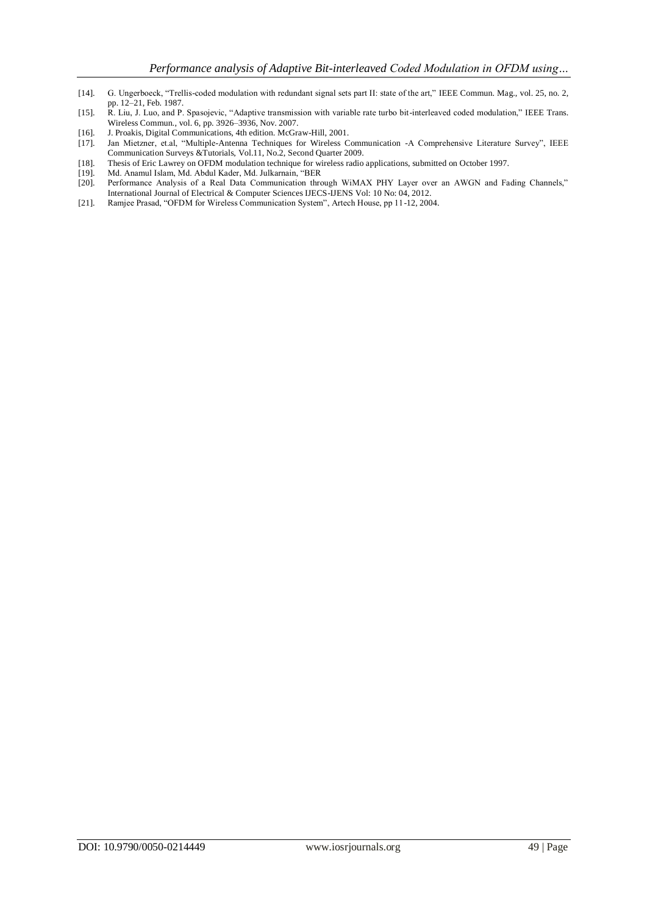[14]. G. Ungerboeck, "Trellis-coded modulation with redundant signal sets part II: state of the art," IEEE Commun. Mag., vol. 25, no. 2, pp. 12–21, Feb. 1987.

[15]. R. Liu, J. Luo, and P. Spasojevic, "Adaptive transmission with variable rate turbo bit-interleaved coded modulation," IEEE Trans. Wireless Commun., vol. 6, pp. 3926–3936, Nov. 2007.

[16]. J. Proakis, Digital Communications, 4th edition. McGraw-Hill, 2001.

[17]. Jan Mietzner, et.al, "Multiple-Antenna Techniques for Wireless Communication -A Comprehensive Literature Survey", IEEE Communication Surveys &Tutorials, Vol.11, No.2, Second Quarter 2009.

[18]. Thesis of Eric Lawrey on OFDM modulation technique for wireless radio applications, submitted on October 1997.

[19]. Md. Anamul Islam, Md. Abdul Kader, Md. Julkarnain, "BER

[20]. Performance Analysis of a Real Data Communication through WiMAX PHY Layer over an AWGN and Fading Channels," International Journal of Electrical & Computer Sciences IJECS-IJENS Vol: 10 No: 04, 2012.

[21]. Ramjee Prasad, "OFDM for Wireless Communication System", Artech House, pp 11-12, 2004.